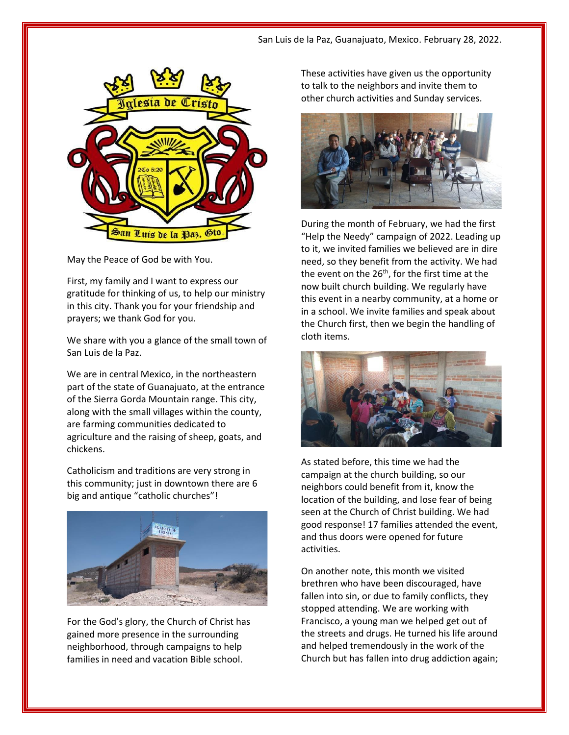San Luis de la Paz, Guanajuato, Mexico. February 28, 2022.

May the Peace of God be with You.

First, my family and I want to express our gratitude for thinking of us, to help our ministry in this city. Thank you for your friendship and prayers; we thank God for you.

We share with you a glance of the small town of San Luis de la Paz.

We are in central Mexico, in the northeastern part of the state of Guanajuato, at the entrance of the Sierra Gorda Mountain range. This city, along with the small villages within the county, are farming communities dedicated to agriculture and the raising of sheep, goats, and chickens.

Catholicism and traditions are very strong in this community; just in downtown there are 6 big and antique "catholic churches"!

For the God's glory, the Church of Christ has gained more presence in the surrounding neighborhood, through campaigns to help families in need and vacation Bible school.

These activities have given us the opportunity to talk to the neighbors and invite them to other church activities and Sunday services.

During the month of February, we had the first "Help the Needy" campaign of 2022. Leading up to it, we invited families we believed are in dire need, so they benefit from the activity. We had the event on the 26th, for the first time at the now built church building. We regularly have this event in a nearby community, at a home or in a school. We invite families and speak about the Church first, then we begin the handling of cloth items.

As stated before, this time we had the campaign at the church building, so our neighbors could benefit from it, know the location of the building, and lose fear of being seen at the Church of Christ building. We had good response! 17 families attended the event, and thus doors were opened for future activities.

On another note, this month we visited brethren who have been discouraged, have fallen into sin, or due to family conflicts, they stopped attending. We are working with Francisco, a young man we helped get out of the streets and drugs. He turned his life around and helped tremendously in the work of the Church but has fallen into drug addiction again;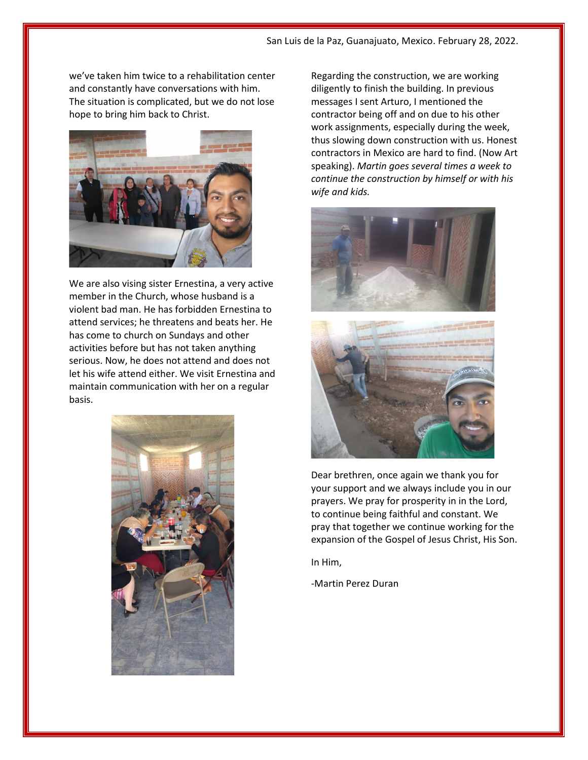San Luis de la Paz, Guanajuato, Mexico. February 28, 2022.

we've taken him twice to a rehabilitation center and constantly have conversations with him. The situation is complicated, but we do not lose hope to bring him back to Christ.

We are also vising sister Ernestina, a very active member in the Church, whose husband is a violent bad man. He has forbidden Ernestina to attend services; he threatens and beats her. He has come to church on Sundays and other activities before but has not taken anything serious. Now, he does not attend and does not let his wife attend either. We visit Ernestina and maintain communication with her on a regular basis.

Regarding the construction, we are working diligently to finish the building. In previous messages I sent Arturo, I mentioned the contractor being off and on due to his other work assignments, especially during the week, thus slowing down construction with us. Honest contractors in Mexico are hard to find. (Now Art speaking). *Martin goes several times a week to continue the construction by himself or with his wife and kids.*

Dear brethren, once again we thank you for your support and we always include you in our prayers. We pray for prosperity in in the Lord, to continue being faithful and constant. We pray that together we continue working for the expansion of the Gospel of Jesus Christ, His Son.

In Him,

-Martin Perez Duran